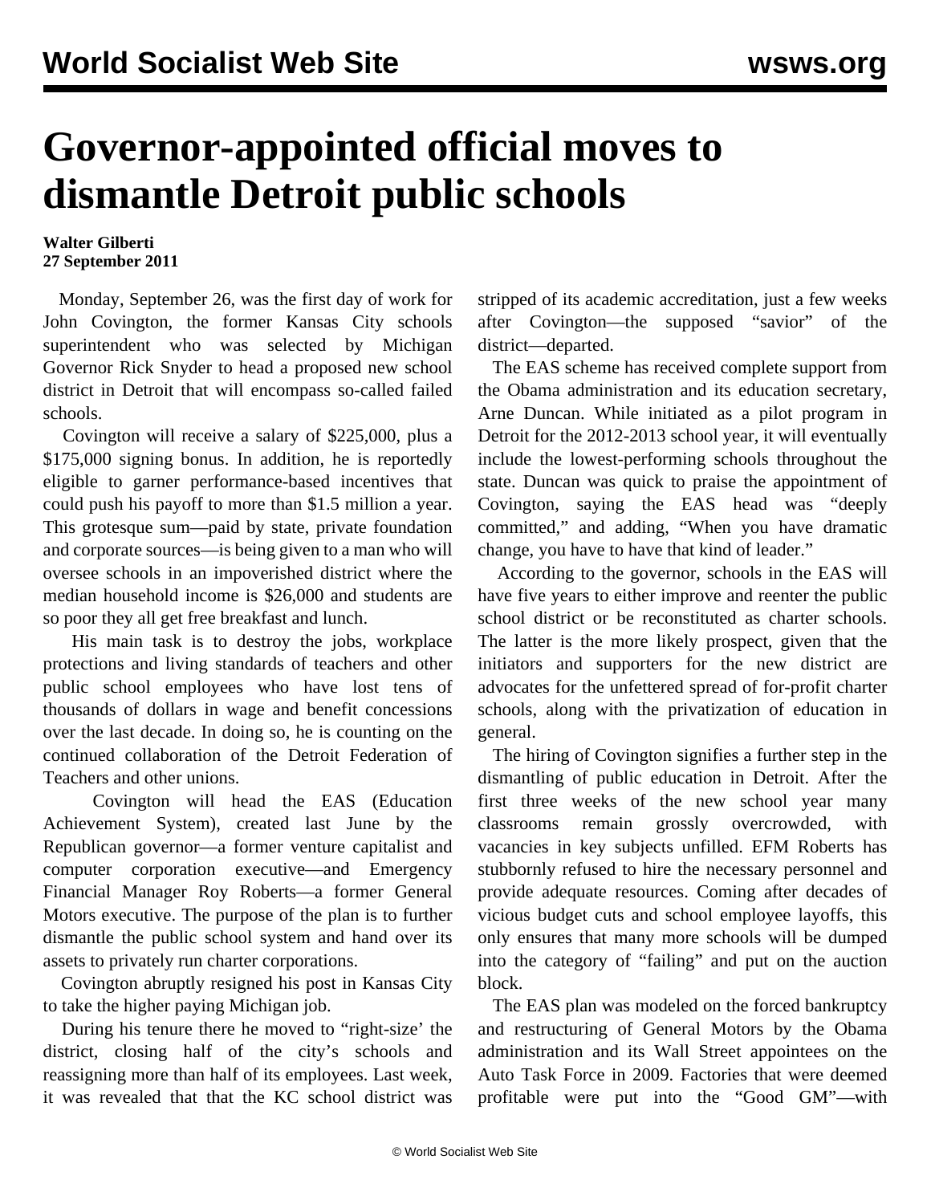# Governor-appointed official moves to dismantle Detroit public schools

**Walter Gilberti**
**27 September 2011**

Monday, September 26, was the first day of work for John Covington, the former Kansas City schools superintendent who was selected by Michigan Governor Rick Snyder to head a proposed new school district in Detroit that will encompass so-called failed schools.

Covington will receive a salary of $225,000, plus a $175,000 signing bonus. In addition, he is reportedly eligible to garner performance-based incentives that could push his payoff to more than $1.5 million a year. This grotesque sum—paid by state, private foundation and corporate sources—is being given to a man who will oversee schools in an impoverished district where the median household income is $26,000 and students are so poor they all get free breakfast and lunch.

His main task is to destroy the jobs, workplace protections and living standards of teachers and other public school employees who have lost tens of thousands of dollars in wage and benefit concessions over the last decade. In doing so, he is counting on the continued collaboration of the Detroit Federation of Teachers and other unions.

Covington will head the EAS (Education Achievement System), created last June by the Republican governor—a former venture capitalist and computer corporation executive—and Emergency Financial Manager Roy Roberts—a former General Motors executive. The purpose of the plan is to further dismantle the public school system and hand over its assets to privately run charter corporations.

Covington abruptly resigned his post in Kansas City to take the higher paying Michigan job.

During his tenure there he moved to "right-size' the district, closing half of the city's schools and reassigning more than half of its employees. Last week, it was revealed that that the KC school district was stripped of its academic accreditation, just a few weeks after Covington—the supposed "savior" of the district—departed.

The EAS scheme has received complete support from the Obama administration and its education secretary, Arne Duncan. While initiated as a pilot program in Detroit for the 2012-2013 school year, it will eventually include the lowest-performing schools throughout the state. Duncan was quick to praise the appointment of Covington, saying the EAS head was "deeply committed," and adding, "When you have dramatic change, you have to have that kind of leader."

According to the governor, schools in the EAS will have five years to either improve and reenter the public school district or be reconstituted as charter schools. The latter is the more likely prospect, given that the initiators and supporters for the new district are advocates for the unfettered spread of for-profit charter schools, along with the privatization of education in general.

The hiring of Covington signifies a further step in the dismantling of public education in Detroit. After the first three weeks of the new school year many classrooms remain grossly overcrowded, with vacancies in key subjects unfilled. EFM Roberts has stubbornly refused to hire the necessary personnel and provide adequate resources. Coming after decades of vicious budget cuts and school employee layoffs, this only ensures that many more schools will be dumped into the category of "failing" and put on the auction block.

The EAS plan was modeled on the forced bankruptcy and restructuring of General Motors by the Obama administration and its Wall Street appointees on the Auto Task Force in 2009. Factories that were deemed profitable were put into the "Good GM"—with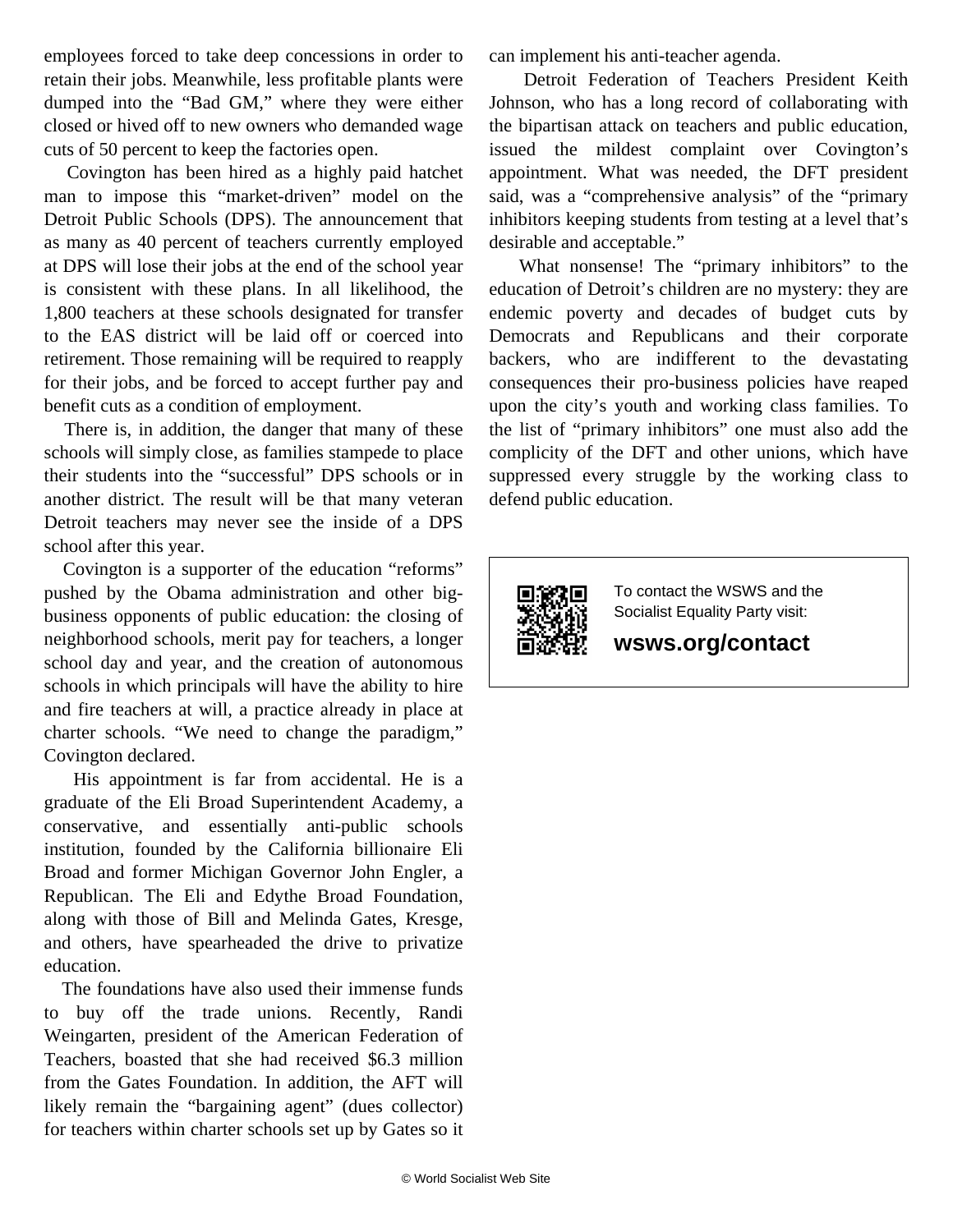employees forced to take deep concessions in order to retain their jobs. Meanwhile, less profitable plants were dumped into the "Bad GM," where they were either closed or hived off to new owners who demanded wage cuts of 50 percent to keep the factories open.

Covington has been hired as a highly paid hatchet man to impose this "market-driven" model on the Detroit Public Schools (DPS). The announcement that as many as 40 percent of teachers currently employed at DPS will lose their jobs at the end of the school year is consistent with these plans. In all likelihood, the 1,800 teachers at these schools designated for transfer to the EAS district will be laid off or coerced into retirement. Those remaining will be required to reapply for their jobs, and be forced to accept further pay and benefit cuts as a condition of employment.

There is, in addition, the danger that many of these schools will simply close, as families stampede to place their students into the "successful" DPS schools or in another district. The result will be that many veteran Detroit teachers may never see the inside of a DPS school after this year.

Covington is a supporter of the education "reforms" pushed by the Obama administration and other big-business opponents of public education: the closing of neighborhood schools, merit pay for teachers, a longer school day and year, and the creation of autonomous schools in which principals will have the ability to hire and fire teachers at will, a practice already in place at charter schools. "We need to change the paradigm," Covington declared.

His appointment is far from accidental. He is a graduate of the Eli Broad Superintendent Academy, a conservative, and essentially anti-public schools institution, founded by the California billionaire Eli Broad and former Michigan Governor John Engler, a Republican. The Eli and Edythe Broad Foundation, along with those of Bill and Melinda Gates, Kresge, and others, have spearheaded the drive to privatize education.

The foundations have also used their immense funds to buy off the trade unions. Recently, Randi Weingarten, president of the American Federation of Teachers, boasted that she had received $6.3 million from the Gates Foundation. In addition, the AFT will likely remain the "bargaining agent" (dues collector) for teachers within charter schools set up by Gates so it can implement his anti-teacher agenda.

Detroit Federation of Teachers President Keith Johnson, who has a long record of collaborating with the bipartisan attack on teachers and public education, issued the mildest complaint over Covington's appointment. What was needed, the DFT president said, was a "comprehensive analysis" of the "primary inhibitors keeping students from testing at a level that's desirable and acceptable."

What nonsense! The "primary inhibitors" to the education of Detroit's children are no mystery: they are endemic poverty and decades of budget cuts by Democrats and Republicans and their corporate backers, who are indifferent to the devastating consequences their pro-business policies have reaped upon the city's youth and working class families. To the list of "primary inhibitors" one must also add the complicity of the DFT and other unions, which have suppressed every struggle by the working class to defend public education.

To contact the WSWS and the Socialist Equality Party visit:

**wsws.org/contact**